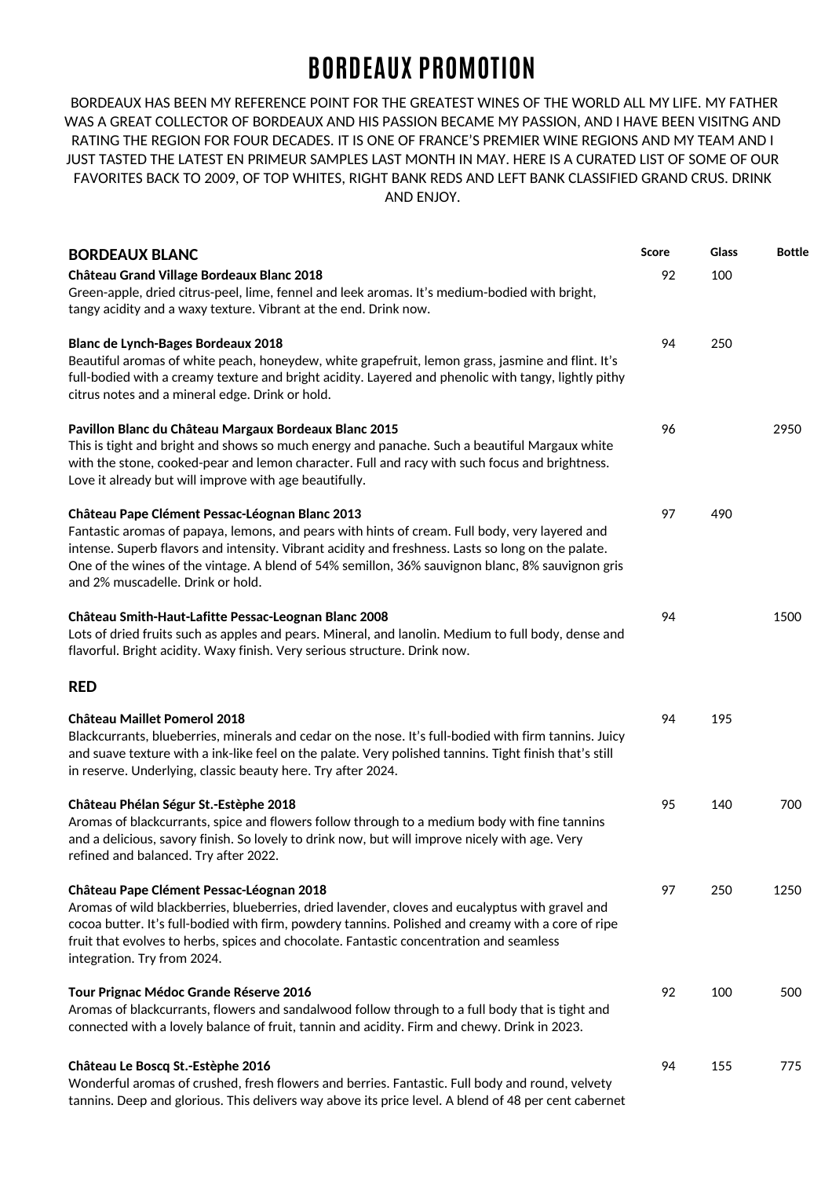# BORDEAUX PROMOTION

BORDEAUX HAS BEEN MY REFERENCE POINT FOR THE GREATEST WINES OF THE WORLD ALL MY LIFE. MY FATHER WAS A GREAT COLLECTOR OF BORDEAUX AND HIS PASSION BECAME MY PASSION, AND I HAVE BEEN VISITNG AND RATING THE REGION FOR FOUR DECADES. IT IS ONE OF FRANCE'S PREMIER WINE REGIONS AND MY TEAM AND I JUST TASTED THE LATEST EN PRIMEUR SAMPLES LAST MONTH IN MAY. HERE IS A CURATED LIST OF SOME OF OUR FAVORITES BACK TO 2009, OF TOP WHITES, RIGHT BANK REDS AND LEFT BANK CLASSIFIED GRAND CRUS. DRINK AND ENJOY.

| BORDEAUX BLANC | Score | Glass | Bottle |
|---|---|---|---|
| **Château Grand Village Bordeaux Blanc 2018**<br>Green-apple, dried citrus-peel, lime, fennel and leek aromas. It's medium-bodied with bright, tangy acidity and a waxy texture. Vibrant at the end. Drink now. | 92 | 100 | |
| **Blanc de Lynch-Bages Bordeaux 2018**<br>Beautiful aromas of white peach, honeydew, white grapefruit, lemon grass, jasmine and flint. It's full-bodied with a creamy texture and bright acidity. Layered and phenolic with tangy, lightly pithy citrus notes and a mineral edge. Drink or hold. | 94 | 250 | |
| **Pavillon Blanc du Château Margaux Bordeaux Blanc 2015**<br>This is tight and bright and shows so much energy and panache. Such a beautiful Margaux white with the stone, cooked-pear and lemon character. Full and racy with such focus and brightness. Love it already but will improve with age beautifully. | 96 | | 2950 |
| **Château Pape Clément Pessac-Léognan Blanc 2013**<br>Fantastic aromas of papaya, lemons, and pears with hints of cream. Full body, very layered and intense. Superb flavors and intensity. Vibrant acidity and freshness. Lasts so long on the palate. One of the wines of the vintage. A blend of 54% semillon, 36% sauvignon blanc, 8% sauvignon gris and 2% muscadelle. Drink or hold. | 97 | 490 | |
| **Château Smith-Haut-Lafitte Pessac-Leognan Blanc 2008**<br>Lots of dried fruits such as apples and pears. Mineral, and lanolin. Medium to full body, dense and flavorful. Bright acidity. Waxy finish. Very serious structure. Drink now. | 94 | | 1500 |
| **RED** | | | |
| **Château Maillet Pomerol 2018**<br>Blackcurrants, blueberries, minerals and cedar on the nose. It's full-bodied with firm tannins. Juicy and suave texture with a ink-like feel on the palate. Very polished tannins. Tight finish that's still in reserve. Underlying, classic beauty here. Try after 2024. | 94 | 195 | |
| **Château Phélan Ségur St.-Estèphe 2018**<br>Aromas of blackcurrants, spice and flowers follow through to a medium body with fine tannins and a delicious, savory finish. So lovely to drink now, but will improve nicely with age. Very refined and balanced. Try after 2022. | 95 | 140 | 700 |
| **Château Pape Clément Pessac-Léognan 2018**<br>Aromas of wild blackberries, blueberries, dried lavender, cloves and eucalyptus with gravel and cocoa butter. It's full-bodied with firm, powdery tannins. Polished and creamy with a core of ripe fruit that evolves to herbs, spices and chocolate. Fantastic concentration and seamless integration. Try from 2024. | 97 | 250 | 1250 |
| **Tour Prignac Médoc Grande Réserve 2016**<br>Aromas of blackcurrants, flowers and sandalwood follow through to a full body that is tight and connected with a lovely balance of fruit, tannin and acidity. Firm and chewy. Drink in 2023. | 92 | 100 | 500 |
| **Château Le Boscq St.-Estèphe 2016**<br>Wonderful aromas of crushed, fresh flowers and berries. Fantastic. Full body and round, velvety tannins. Deep and glorious. This delivers way above its price level. A blend of 48 per cent cabernet | 94 | 155 | 775 |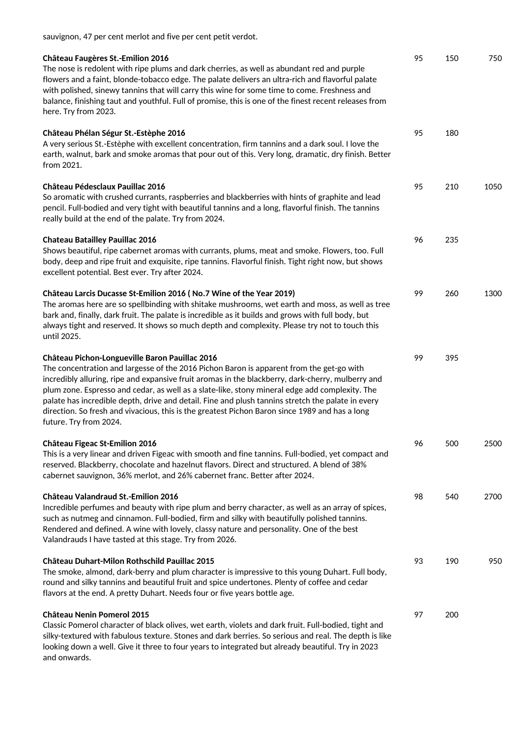sauvignon, 47 per cent merlot and five per cent petit verdot.

| Wine | Score | Price | Price |
|---|---|---|---|
| **Château Faugères St.-Emilion 2016**<br>The nose is redolent with ripe plums and dark cherries, as well as abundant red and purple flowers and a faint, blonde-tobacco edge. The palate delivers an ultra-rich and flavorful palate with polished, sinewy tannins that will carry this wine for some time to come. Freshness and balance, finishing taut and youthful. Full of promise, this is one of the finest recent releases from here. Try from 2023. | 95 | 150 | 750 |
| **Château Phélan Ségur St.-Estèphe 2016**<br>A very serious St.-Estèphe with excellent concentration, firm tannins and a dark soul. I love the earth, walnut, bark and smoke aromas that pour out of this. Very long, dramatic, dry finish. Better from 2021. | 95 | 180 | |
| **Château Pédesclaux Pauillac 2016**<br>So aromatic with crushed currants, raspberries and blackberries with hints of graphite and lead pencil. Full-bodied and very tight with beautiful tannins and a long, flavorful finish. The tannins really build at the end of the palate. Try from 2024. | 95 | 210 | 1050 |
| **Chateau Batailley Pauillac 2016**<br>Shows beautiful, ripe cabernet aromas with currants, plums, meat and smoke. Flowers, too. Full body, deep and ripe fruit and exquisite, ripe tannins. Flavorful finish. Tight right now, but shows excellent potential. Best ever. Try after 2024. | 96 | 235 | |
| **Château Larcis Ducasse St-Emilion 2016 ( No.7 Wine of the Year 2019)**<br>The aromas here are so spellbinding with shitake mushrooms, wet earth and moss, as well as tree bark and, finally, dark fruit. The palate is incredible as it builds and grows with full body, but always tight and reserved. It shows so much depth and complexity. Please try not to touch this until 2025. | 99 | 260 | 1300 |
| **Château Pichon-Longueville Baron Pauillac 2016**<br>The concentration and largesse of the 2016 Pichon Baron is apparent from the get-go with incredibly alluring, ripe and expansive fruit aromas in the blackberry, dark-cherry, mulberry and plum zone. Espresso and cedar, as well as a slate-like, stony mineral edge add complexity. The palate has incredible depth, drive and detail. Fine and plush tannins stretch the palate in every direction. So fresh and vivacious, this is the greatest Pichon Baron since 1989 and has a long future. Try from 2024. | 99 | 395 | |
| **Château Figeac St-Emilion 2016**<br>This is a very linear and driven Figeac with smooth and fine tannins. Full-bodied, yet compact and reserved. Blackberry, chocolate and hazelnut flavors. Direct and structured. A blend of 38% cabernet sauvignon, 36% merlot, and 26% cabernet franc. Better after 2024. | 96 | 500 | 2500 |
| **Château Valandraud St.-Emilion 2016**<br>Incredible perfumes and beauty with ripe plum and berry character, as well as an array of spices, such as nutmeg and cinnamon. Full-bodied, firm and silky with beautifully polished tannins. Rendered and defined. A wine with lovely, classy nature and personality. One of the best Valandrauds I have tasted at this stage. Try from 2026. | 98 | 540 | 2700 |
| **Château Duhart-Milon Rothschild Pauillac 2015**<br>The smoke, almond, dark-berry and plum character is impressive to this young Duhart. Full body, round and silky tannins and beautiful fruit and spice undertones. Plenty of coffee and cedar flavors at the end. A pretty Duhart. Needs four or five years bottle age. | 93 | 190 | 950 |
| **Château Nenin Pomerol 2015**<br>Classic Pomerol character of black olives, wet earth, violets and dark fruit. Full-bodied, tight and silky-textured with fabulous texture. Stones and dark berries. So serious and real. The depth is like looking down a well. Give it three to four years to integrated but already beautiful. Try in 2023 and onwards. | 97 | 200 | |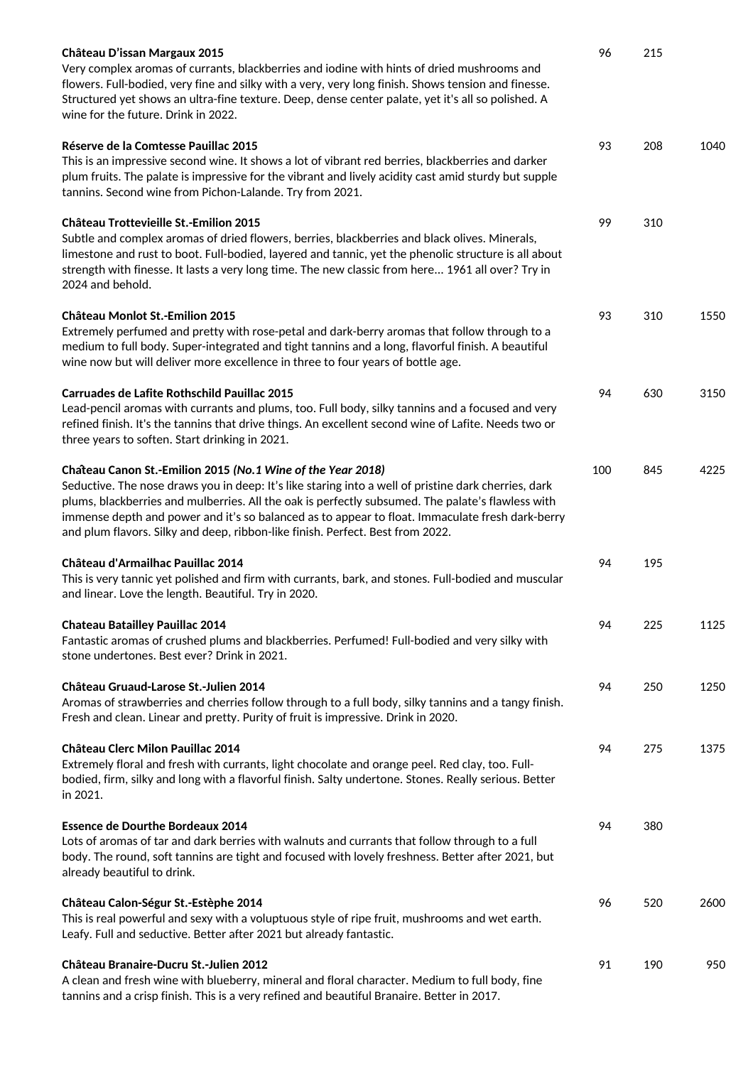| Wine | Score | Price | Price (Case) |
|---|---|---|---|
| **Château D'issan Margaux 2015**<br>Very complex aromas of currants, blackberries and iodine with hints of dried mushrooms and flowers. Full-bodied, very fine and silky with a very, very long finish. Shows tension and finesse. Structured yet shows an ultra-fine texture. Deep, dense center palate, yet it's all so polished. A wine for the future. Drink in 2022. | 96 | 215 | |
| **Réserve de la Comtesse Pauillac 2015**<br>This is an impressive second wine. It shows a lot of vibrant red berries, blackberries and darker plum fruits. The palate is impressive for the vibrant and lively acidity cast amid sturdy but supple tannins. Second wine from Pichon-Lalande. Try from 2021. | 93 | 208 | 1040 |
| **Château Trottevieille St.-Emilion 2015**<br>Subtle and complex aromas of dried flowers, berries, blackberries and black olives. Minerals, limestone and rust to boot. Full-bodied, layered and tannic, yet the phenolic structure is all about strength with finesse. It lasts a very long time. The new classic from here... 1961 all over? Try in 2024 and behold. | 99 | 310 | |
| **Château Monlot St.-Emilion 2015**<br>Extremely perfumed and pretty with rose-petal and dark-berry aromas that follow through to a medium to full body. Super-integrated and tight tannins and a long, flavorful finish. A beautiful wine now but will deliver more excellence in three to four years of bottle age. | 93 | 310 | 1550 |
| **Carruades de Lafite Rothschild Pauillac 2015**<br>Lead-pencil aromas with currants and plums, too. Full body, silky tannins and a focused and very refined finish. It's the tannins that drive things. An excellent second wine of Lafite. Needs two or three years to soften. Start drinking in 2021. | 94 | 630 | 3150 |
| **Château Canon St.-Emilion 2015** ***(No.1 Wine of the Year 2018)***<br>Seductive. The nose draws you in deep: It's like staring into a well of pristine dark cherries, dark plums, blackberries and mulberries. All the oak is perfectly subsumed. The palate's flawless with immense depth and power and it's so balanced as to appear to float. Immaculate fresh dark-berry and plum flavors. Silky and deep, ribbon-like finish. Perfect. Best from 2022. | 100 | 845 | 4225 |
| **Château d'Armailhac Pauillac 2014**<br>This is very tannic yet polished and firm with currants, bark, and stones. Full-bodied and muscular and linear. Love the length. Beautiful. Try in 2020. | 94 | 195 | |
| **Chateau Batailley Pauillac 2014**<br>Fantastic aromas of crushed plums and blackberries. Perfumed! Full-bodied and very silky with stone undertones. Best ever? Drink in 2021. | 94 | 225 | 1125 |
| **Château Gruaud-Larose St.-Julien 2014**<br>Aromas of strawberries and cherries follow through to a full body, silky tannins and a tangy finish. Fresh and clean. Linear and pretty. Purity of fruit is impressive. Drink in 2020. | 94 | 250 | 1250 |
| **Château Clerc Milon Pauillac 2014**<br>Extremely floral and fresh with currants, light chocolate and orange peel. Red clay, too. Full-bodied, firm, silky and long with a flavorful finish. Salty undertone. Stones. Really serious. Better in 2021. | 94 | 275 | 1375 |
| **Essence de Dourthe Bordeaux 2014**<br>Lots of aromas of tar and dark berries with walnuts and currants that follow through to a full body. The round, soft tannins are tight and focused with lovely freshness. Better after 2021, but already beautiful to drink. | 94 | 380 | |
| **Château Calon-Ségur St.-Estèphe 2014**<br>This is real powerful and sexy with a voluptuous style of ripe fruit, mushrooms and wet earth. Leafy. Full and seductive. Better after 2021 but already fantastic. | 96 | 520 | 2600 |
| **Château Branaire-Ducru St.-Julien 2012**<br>A clean and fresh wine with blueberry, mineral and floral character. Medium to full body, fine tannins and a crisp finish. This is a very refined and beautiful Branaire. Better in 2017. | 91 | 190 | 950 |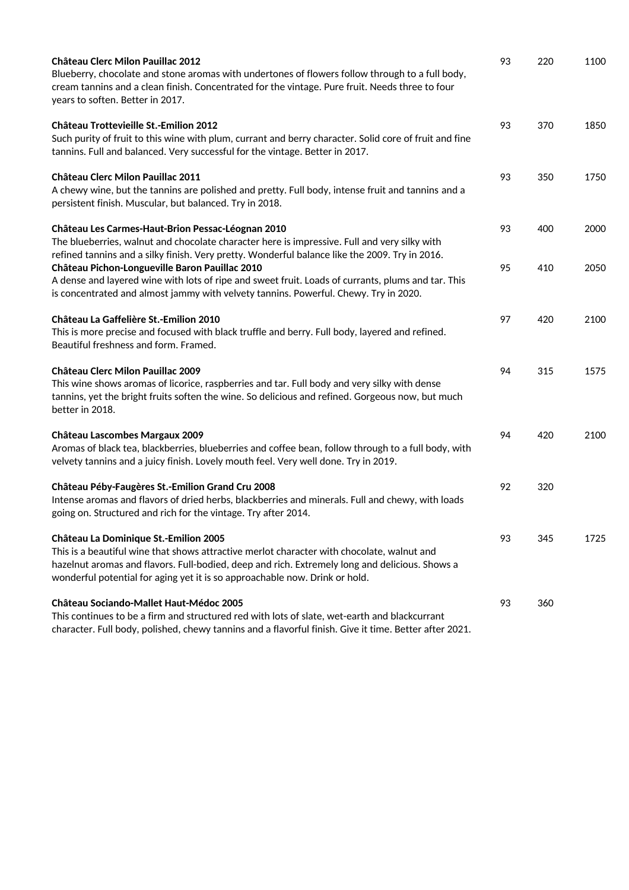| | | | |
|---|---|---|---|
| **Château Clerc Milon Pauillac 2012**<br>Blueberry, chocolate and stone aromas with undertones of flowers follow through to a full body, cream tannins and a clean finish. Concentrated for the vintage. Pure fruit. Needs three to four years to soften. Better in 2017. | 93 | 220 | 1100 |
| **Château Trottevieille St.-Emilion 2012**<br>Such purity of fruit to this wine with plum, currant and berry character. Solid core of fruit and fine tannins. Full and balanced. Very successful for the vintage. Better in 2017. | 93 | 370 | 1850 |
| **Château Clerc Milon Pauillac 2011**<br>A chewy wine, but the tannins are polished and pretty. Full body, intense fruit and tannins and a persistent finish. Muscular, but balanced. Try in 2018. | 93 | 350 | 1750 |
| **Château Les Carmes-Haut-Brion Pessac-Léognan 2010**<br>The blueberries, walnut and chocolate character here is impressive. Full and very silky with refined tannins and a silky finish. Very pretty. Wonderful balance like the 2009. Try in 2016. | 93 | 400 | 2000 |
| **Château Pichon-Longueville Baron Pauillac 2010**<br>A dense and layered wine with lots of ripe and sweet fruit. Loads of currants, plums and tar. This is concentrated and almost jammy with velvety tannins. Powerful. Chewy. Try in 2020. | 95 | 410 | 2050 |
| **Château La Gaffelière St.-Emilion 2010**<br>This is more precise and focused with black truffle and berry. Full body, layered and refined. Beautiful freshness and form. Framed. | 97 | 420 | 2100 |
| **Château Clerc Milon Pauillac 2009**<br>This wine shows aromas of licorice, raspberries and tar. Full body and very silky with dense tannins, yet the bright fruits soften the wine. So delicious and refined. Gorgeous now, but much better in 2018. | 94 | 315 | 1575 |
| **Château Lascombes Margaux 2009**<br>Aromas of black tea, blackberries, blueberries and coffee bean, follow through to a full body, with velvety tannins and a juicy finish. Lovely mouth feel. Very well done. Try in 2019. | 94 | 420 | 2100 |
| **Château Péby-Faugères St.-Emilion Grand Cru 2008**<br>Intense aromas and flavors of dried herbs, blackberries and minerals. Full and chewy, with loads going on. Structured and rich for the vintage. Try after 2014. | 92 | 320 | |
| **Château La Dominique St.-Emilion 2005**<br>This is a beautiful wine that shows attractive merlot character with chocolate, walnut and hazelnut aromas and flavors. Full-bodied, deep and rich. Extremely long and delicious. Shows a wonderful potential for aging yet it is so approachable now. Drink or hold. | 93 | 345 | 1725 |
| **Château Sociando-Mallet Haut-Médoc 2005**<br>This continues to be a firm and structured red with lots of slate, wet-earth and blackcurrant character. Full body, polished, chewy tannins and a flavorful finish. Give it time. Better after 2021. | 93 | 360 | |